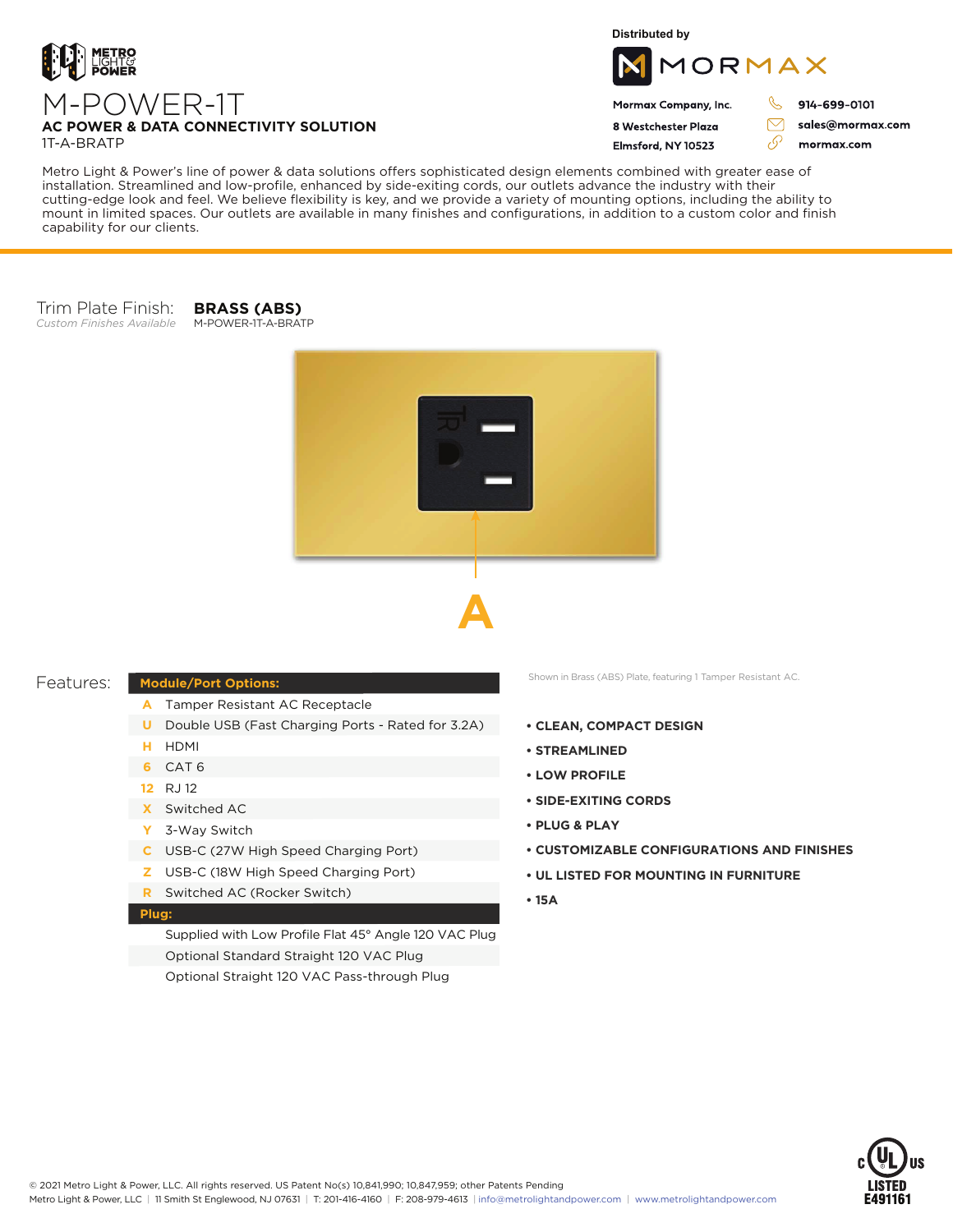METRO LIGHT & POWER

# M-POWER-1T

**AC POWER & DATA CONNECTIVITY SOLUTION**

1T-A-BRATP

Distributed by

**MORMAX**

**Mormax Company, Inc.**
**8 Westchester Plaza**
**Elmsford, NY 10523**

**914-699-0101**
**sales@mormax.com**
**mormax.com**

Metro Light & Power's line of power & data solutions offers sophisticated design elements combined with greater ease of installation. Streamlined and low-profile, enhanced by side-exiting cords, our outlets advance the industry with their cutting-edge look and feel. We believe flexibility is key, and we provide a variety of mounting options, including the ability to mount in limited spaces. Our outlets are available in many finishes and configurations, in addition to a custom color and finish capability for our clients.

Trim Plate Finish: **BRASS (ABS)**
*Custom Finishes Available*
M-POWER-1T-A-BRATP

**A**

Shown in Brass (ABS) Plate, featuring 1 Tamper Resistant AC.

## Features:

| | **Module/Port Options:** |
|---|---|
| A | Tamper Resistant AC Receptacle |
| U | Double USB (Fast Charging Ports - Rated for 3.2A) |
| H | HDMI |
| 6 | CAT 6 |
| 12 | RJ 12 |
| X | Switched AC |
| Y | 3-Way Switch |
| C | USB-C (27W High Speed Charging Port) |
| Z | USB-C (18W High Speed Charging Port) |
| R | Switched AC (Rocker Switch) |
| | **Plug:** |
| | Supplied with Low Profile Flat 45° Angle 120 VAC Plug |
| | Optional Standard Straight 120 VAC Plug |
| | Optional Straight 120 VAC Pass-through Plug |

- **CLEAN, COMPACT DESIGN**
- **STREAMLINED**
- **LOW PROFILE**
- **SIDE-EXITING CORDS**
- **PLUG & PLAY**
- **CUSTOMIZABLE CONFIGURATIONS AND FINISHES**
- **UL LISTED FOR MOUNTING IN FURNITURE**
- **15A**

© 2021 Metro Light & Power, LLC. All rights reserved. US Patent No(s) 10,841,990; 10,847,959; other Patents Pending
Metro Light & Power, LLC | 11 Smith St Englewood, NJ 07631 | T: 201-416-4160 | F: 208-979-4613 | info@metrolightandpower.com | www.metrolightandpower.com

c UL us LISTED E491161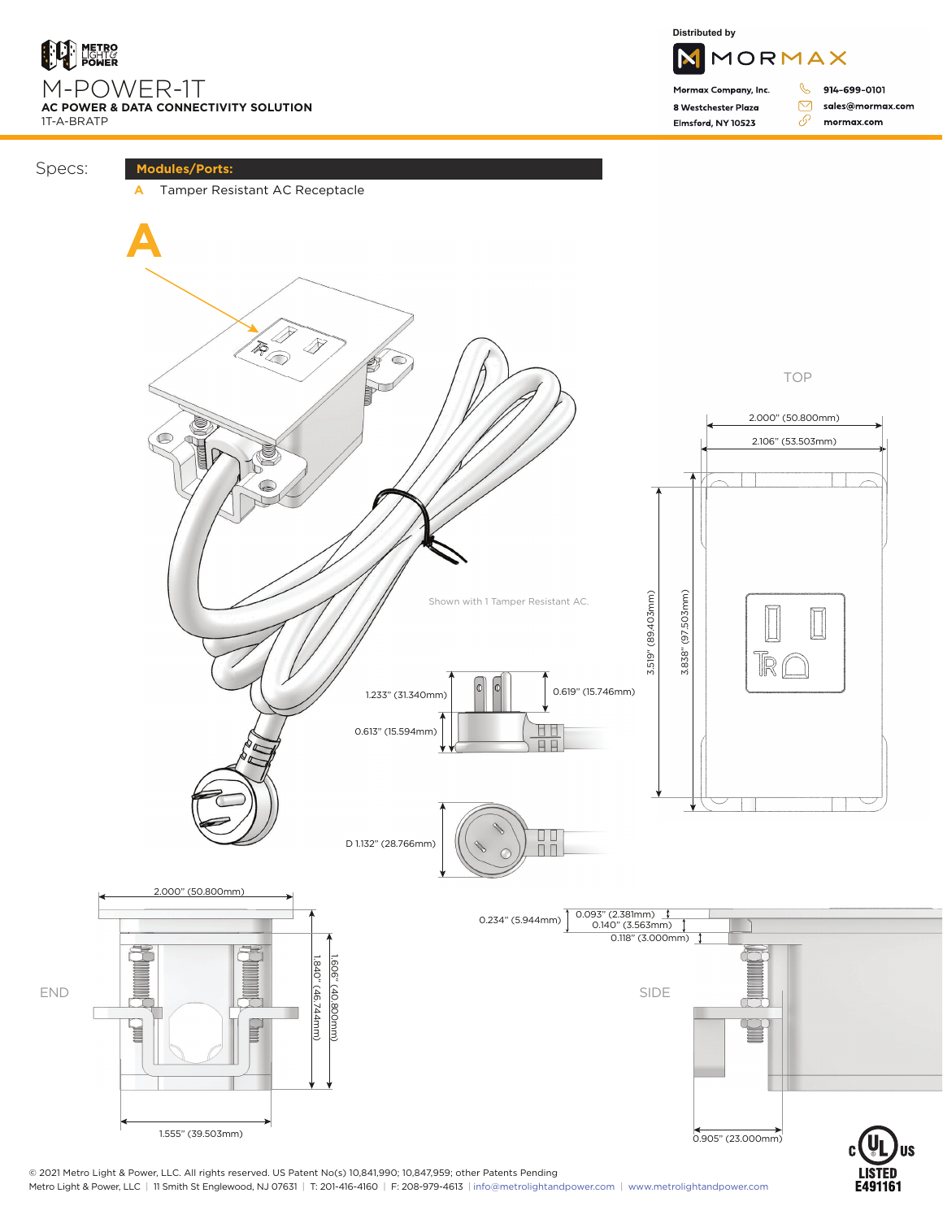METRO LIGHT & POWER

# M-POWER-1T

**AC POWER & DATA CONNECTIVITY SOLUTION**

1T-A-BRATP

Distributed by

MORMAX

Mormax Company, Inc.
8 Westchester Plaza
Elmsford, NY 10523

914-699-0101
sales@mormax.com
mormax.com

Specs:

**Modules/Ports:**

A Tamper Resistant AC Receptacle

A

Shown with 1 Tamper Resistant AC.

TOP

2.000" (50.800mm)

2.106" (53.503mm)

3.519" (89.403mm)

3.838" (97.503mm)

1.233" (31.340mm)

0.619" (15.746mm)

0.613" (15.594mm)

D 1.132" (28.766mm)

END

2.000" (50.800mm)

1.840" (46.744mm)

1.606" (40.800mm)

1.555" (39.503mm)

SIDE

0.234" (5.944mm)

0.093" (2.381mm)

0.140" (3.563mm)

0.118" (3.000mm)

0.905" (23.000mm)

© 2021 Metro Light & Power, LLC. All rights reserved. US Patent No(s) 10,841,990; 10,847,959; other Patents Pending

Metro Light & Power, LLC | 11 Smith St Englewood, NJ 07631 | T: 201-416-4160 | F: 208-979-4613 | info@metrolightandpower.com | www.metrolightandpower.com

c UL us LISTED E491161